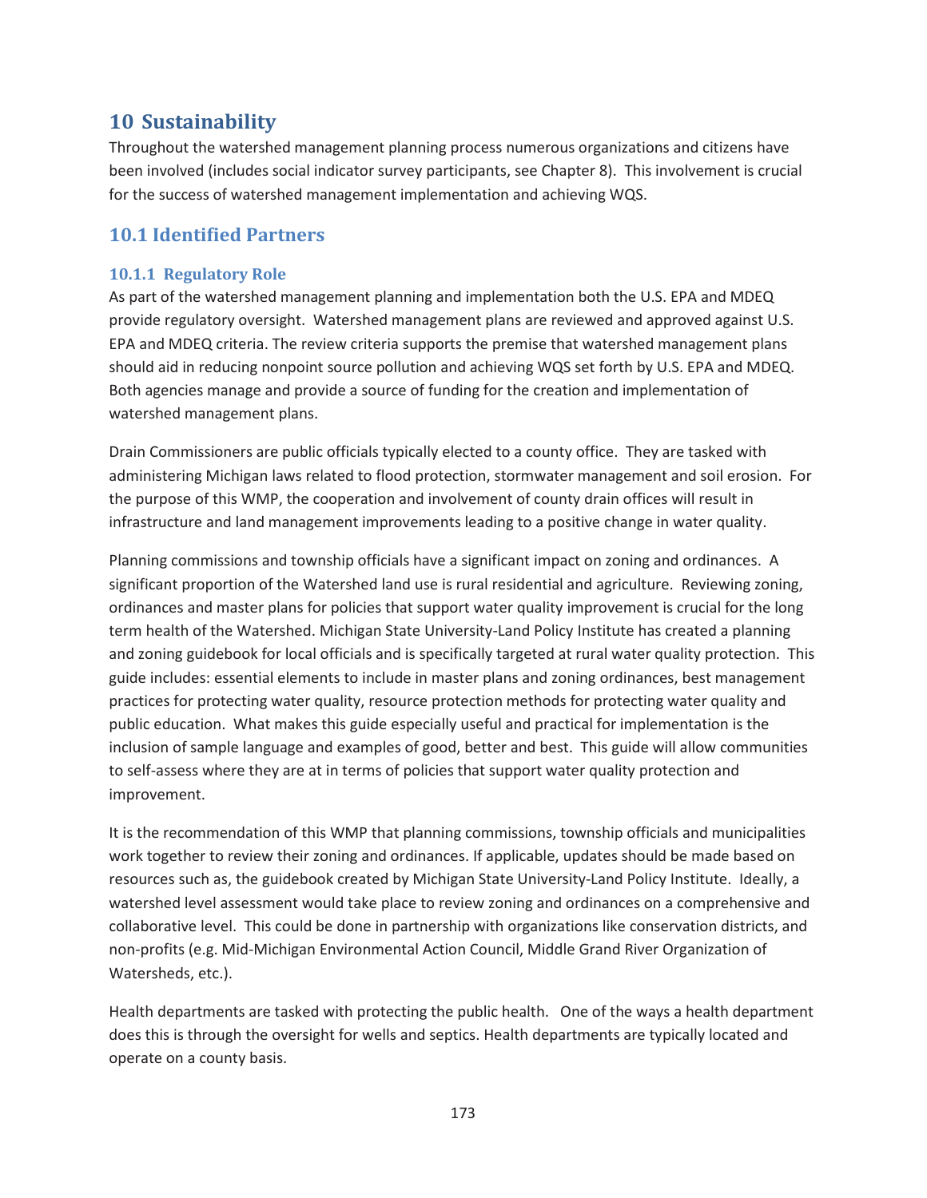# 10 Sustainability

Throughout the watershed management planning process numerous organizations and citizens have been involved (includes social indicator survey participants, see Chapter 8). This involvement is crucial for the success of watershed management implementation and achieving WQS.

## 10.1 Identified Partners

### 10.1.1 Regulatory Role

As part of the watershed management planning and implementation both the U.S. EPA and MDEQ provide regulatory oversight. Watershed management plans are reviewed and approved against U.S. EPA and MDEQ criteria. The review criteria supports the premise that watershed management plans should aid in reducing nonpoint source pollution and achieving WQS set forth by U.S. EPA and MDEQ. Both agencies manage and provide a source of funding for the creation and implementation of watershed management plans.

Drain Commissioners are public officials typically elected to a county office. They are tasked with administering Michigan laws related to flood protection, stormwater management and soil erosion. For the purpose of this WMP, the cooperation and involvement of county drain offices will result in infrastructure and land management improvements leading to a positive change in water quality.

Planning commissions and township officials have a significant impact on zoning and ordinances. A significant proportion of the Watershed land use is rural residential and agriculture. Reviewing zoning, ordinances and master plans for policies that support water quality improvement is crucial for the long term health of the Watershed. Michigan State University-Land Policy Institute has created a planning and zoning guidebook for local officials and is specifically targeted at rural water quality protection. This guide includes: essential elements to include in master plans and zoning ordinances, best management practices for protecting water quality, resource protection methods for protecting water quality and public education. What makes this guide especially useful and practical for implementation is the inclusion of sample language and examples of good, better and best. This guide will allow communities to self-assess where they are at in terms of policies that support water quality protection and improvement.

It is the recommendation of this WMP that planning commissions, township officials and municipalities work together to review their zoning and ordinances. If applicable, updates should be made based on resources such as, the guidebook created by Michigan State University-Land Policy Institute. Ideally, a watershed level assessment would take place to review zoning and ordinances on a comprehensive and collaborative level. This could be done in partnership with organizations like conservation districts, and non-profits (e.g. Mid-Michigan Environmental Action Council, Middle Grand River Organization of Watersheds, etc.).

Health departments are tasked with protecting the public health. One of the ways a health department does this is through the oversight for wells and septics. Health departments are typically located and operate on a county basis.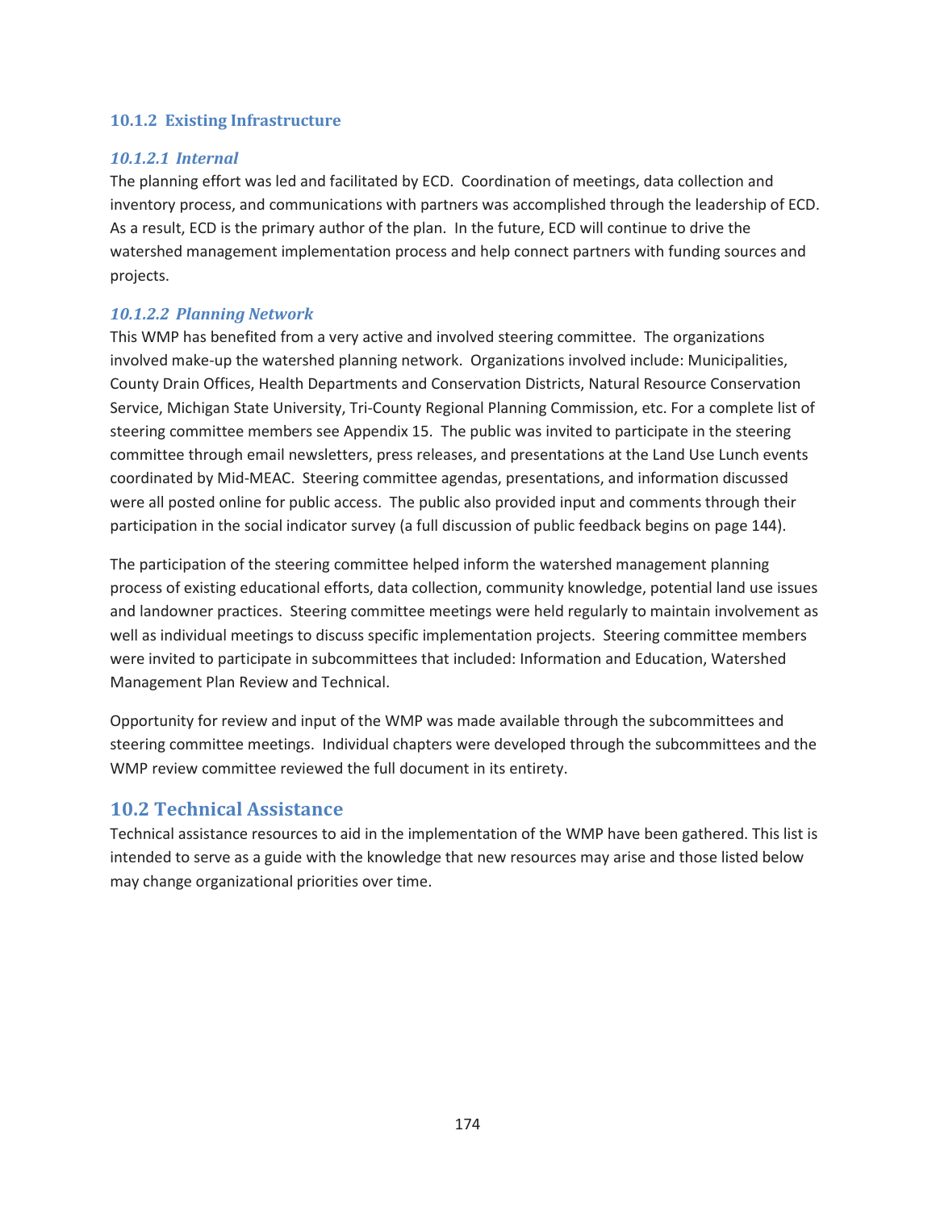### 10.1.2 Existing Infrastructure

#### *10.1.2.1 Internal*

The planning effort was led and facilitated by ECD. Coordination of meetings, data collection and inventory process, and communications with partners was accomplished through the leadership of ECD. As a result, ECD is the primary author of the plan. In the future, ECD will continue to drive the watershed management implementation process and help connect partners with funding sources and projects.

#### *10.1.2.2 Planning Network*

This WMP has benefited from a very active and involved steering committee. The organizations involved make-up the watershed planning network. Organizations involved include: Municipalities, County Drain Offices, Health Departments and Conservation Districts, Natural Resource Conservation Service, Michigan State University, Tri-County Regional Planning Commission, etc. For a complete list of steering committee members see Appendix 15. The public was invited to participate in the steering committee through email newsletters, press releases, and presentations at the Land Use Lunch events coordinated by Mid-MEAC. Steering committee agendas, presentations, and information discussed were all posted online for public access. The public also provided input and comments through their participation in the social indicator survey (a full discussion of public feedback begins on page 144).

The participation of the steering committee helped inform the watershed management planning process of existing educational efforts, data collection, community knowledge, potential land use issues and landowner practices. Steering committee meetings were held regularly to maintain involvement as well as individual meetings to discuss specific implementation projects. Steering committee members were invited to participate in subcommittees that included: Information and Education, Watershed Management Plan Review and Technical.

Opportunity for review and input of the WMP was made available through the subcommittees and steering committee meetings. Individual chapters were developed through the subcommittees and the WMP review committee reviewed the full document in its entirety.

## 10.2 Technical Assistance

Technical assistance resources to aid in the implementation of the WMP have been gathered. This list is intended to serve as a guide with the knowledge that new resources may arise and those listed below may change organizational priorities over time.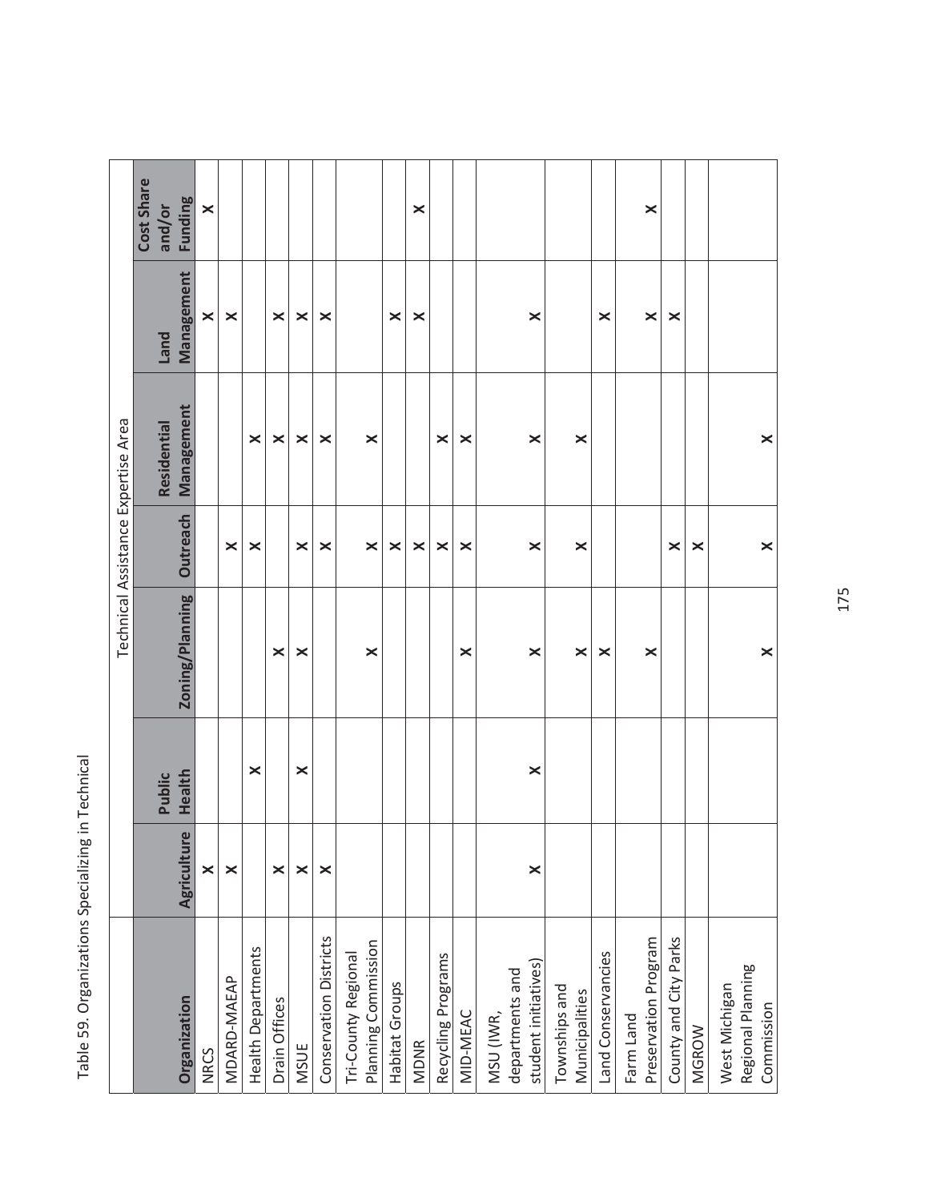Table 59. Organizations Specializing in Technical

| Organization | Technical Assistance Expertise Area | | | | | | |
|---|---|---|---|---|---|---|---|
| | Agriculture | Public Health | Zoning/Planning | Outreach | Residential Management | Land Management | Cost Share and/or Funding |
| NRCS | X | | | | | X | X |
| MDARD-MAEAP | X | | | X | | X | |
| Health Departments | | X | | X | X | | |
| Drain Offices | X | | X | | X | X | |
| MSUE | X | X | X | X | X | X | |
| Conservation Districts | X | | | X | X | X | |
| Tri-County Regional Planning Commission | | | X | X | X | | |
| Habitat Groups | | | | X | | X | |
| MDNR | | | | X | | X | X |
| Recycling Programs | | | | X | X | | |
| MID-MEAC | | | X | X | X | | |
| MSU (IWR, departments and student initiatives) | X | X | X | X | X | X | |
| Townships and Municipalities | | | X | X | X | | |
| Land Conservancies | | | X | | | X | |
| Farm Land Preservation Program | | | X | | | X | X |
| County and City Parks | | | | X | | X | |
| MGROW | | | | X | | | |
| West Michigan Regional Planning Commission | | | X | X | X | | |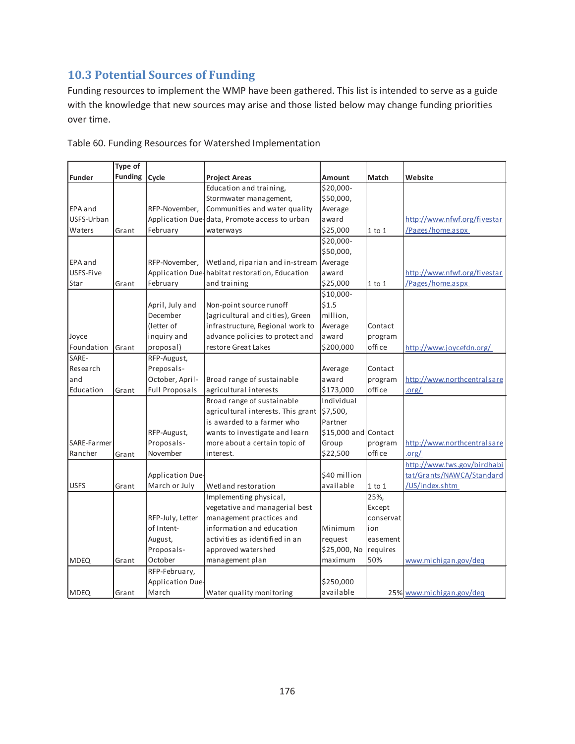## 10.3 Potential Sources of Funding

Funding resources to implement the WMP have been gathered. This list is intended to serve as a guide with the knowledge that new sources may arise and those listed below may change funding priorities over time.

Table 60. Funding Resources for Watershed Implementation

| Funder | Type of Funding | Cycle | Project Areas | Amount | Match | Website |
|---|---|---|---|---|---|---|
| EPA and USFS-Urban Waters | Grant | RFP-November, Application Due-February | Education and training, Stormwater management, Communities and water quality data, Promote access to urban waterways | $20,000-$50,000, Average award $25,000 | 1 to 1 | http://www.nfwf.org/fivestar/Pages/home.aspx |
| EPA and USFS-Five Star | Grant | RFP-November, Application Due-February | Wetland, riparian and in-stream habitat restoration, Education and training | $20,000-$50,000, Average award $25,000 | 1 to 1 | http://www.nfwf.org/fivestar/Pages/home.aspx |
| Joyce Foundation | Grant | April, July and December (letter of inquiry and proposal) | Non-point source runoff (agricultural and cities), Green infrastructure, Regional work to advance policies to protect and restore Great Lakes | $10,000-$1.5 million, Average award $200,000 | Contact program office | http://www.joycefdn.org/ |
| SARE-Research and Education | Grant | RFP-August, Preposals-October, April-Full Proposals | Broad range of sustainable agricultural interests | Average award $173,000 | Contact program office | http://www.northcentralsare.org/ |
| SARE-Farmer Rancher | Grant | RFP-August, Proposals-November | Broad range of sustainable agricultural interests. This grant is awarded to a farmer who wants to investigate and learn more about a certain topic of interest. | Individual $7,500, Partner $15,000 and Group $22,500 | Contact program office | http://www.northcentralsare.org/ |
| USFS | Grant | Application Due-March or July | Wetland restoration | $40 million available | 1 to 1 | http://www.fws.gov/birdhabitat/Grants/NAWCA/Standard/US/index.shtm |
| MDEQ | Grant | RFP-July, Letter of Intent-August, Proposals-October | Implementing physical, vegetative and managerial best management practices and information and education activities as identified in an approved watershed management plan | Minimum request $25,000, No maximum | 25%, Except conservation easement requires 50% | www.michigan.gov/deq |
| MDEQ | Grant | RFP-February, Application Due-March | Water quality monitoring | $250,000 available | 25% | www.michigan.gov/deq |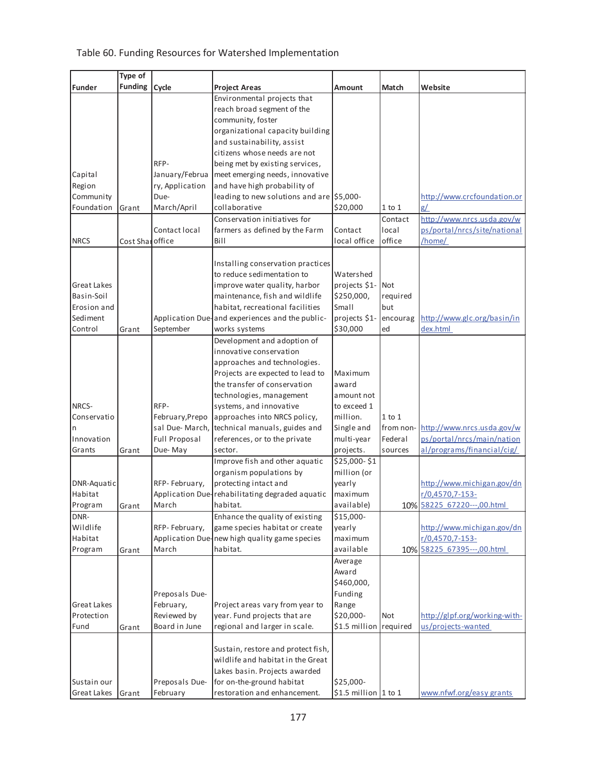Table 60. Funding Resources for Watershed Implementation

| Funder | Type of Funding | Cycle | Project Areas | Amount | Match | Website |
|---|---|---|---|---|---|---|
| Capital Region Community Foundation | Grant | RFP- January/February, Application Due- March/April | Environmental projects that reach broad segment of the community, foster organizational capacity building and sustainability, assist citizens whose needs are not being met by existing services, meet emerging needs, innovative and have high probability of leading to new solutions and are collaborative | $5,000- $20,000 | 1 to 1 | http://www.crcfoundation.org/ |
| NRCS | Cost Share | Contact local office | Conservation initiatives for farmers as defined by the Farm Bill | Contact local office | Contact local office | http://www.nrcs.usda.gov/wps/portal/nrcs/site/national/home/ |
| Great Lakes Basin-Soil Erosion and Sediment Control | Grant | Application Due- September | Installing conservation practices to reduce sedimentation to improve water quality, harbor maintenance, fish and wildlife habitat, recreational facilities and experiences and the public-works systems | Watershed projects $1- $250,000, Small projects $1- $30,000 | Not required but encouraged | http://www.glc.org/basin/index.html |
| NRCS-Conservation Innovation Grants | Grant | RFP- February, Preposal Due- March, Full Proposal Due- May | Development and adoption of innovative conservation approaches and technologies. Projects are expected to lead to the transfer of conservation technologies, management systems, and innovative approaches into NRCS policy, technical manuals, guides and references, or to the private sector. | Maximum award amount not to exceed 1 million. Single and multi-year projects. | 1 to 1 from non-Federal sources | http://www.nrcs.usda.gov/wps/portal/nrcs/main/national/programs/financial/cig/ |
| DNR-Aquatic Habitat Program | Grant | RFP- February, Application Due- March | Improve fish and other aquatic organism populations by protecting intact and rehabilitating degraded aquatic habitat. | $25,000- $1 million (or yearly maximum available) | 10% | http://www.michigan.gov/dnr/0,4570,7-153-58225_67220---,00.html |
| DNR-Wildlife Habitat Program | Grant | RFP- February, Application Due- March | Enhance the quality of existing game species habitat or create new high quality game species habitat. | $15,000- yearly maximum available | 10% | http://www.michigan.gov/dnr/0,4570,7-153-58225_67395---,00.html |
| Great Lakes Protection Fund | Grant | Preposals Due- February, Reviewed by Board in June | Project areas vary from year to year. Fund projects that are regional and larger in scale. | Average Award $460,000, Funding Range $20,000- $1.5 million | Not required | http://glpf.org/working-with-us/projects-wanted |
| Sustain our Great Lakes | Grant | Preposals Due- February | Sustain, restore and protect fish, wildlife and habitat in the Great Lakes basin. Projects awarded for on-the-ground habitat restoration and enhancement. | $25,000- $1.5 million | 1 to 1 | www.nfwf.org/easy grants |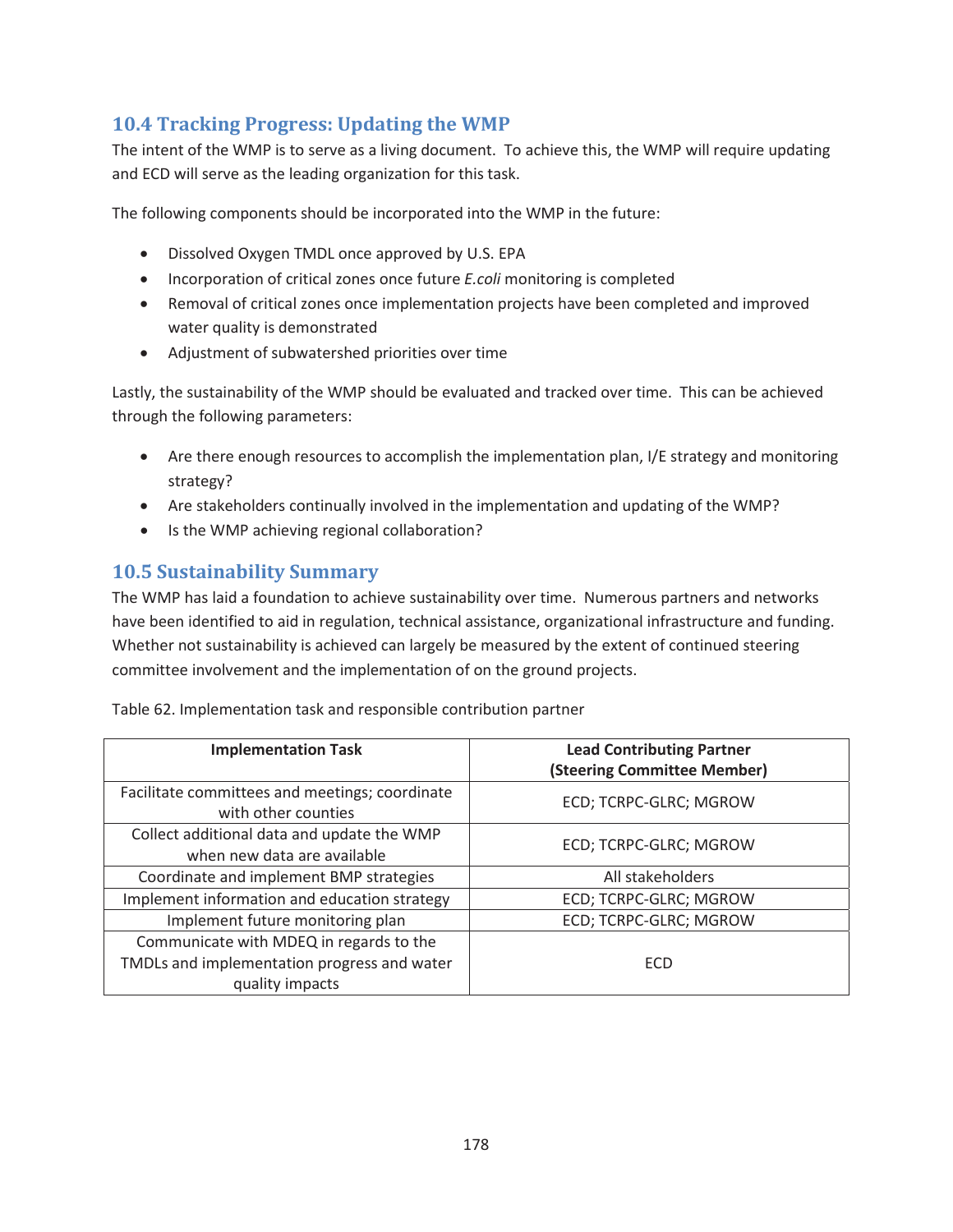## 10.4 Tracking Progress: Updating the WMP

The intent of the WMP is to serve as a living document. To achieve this, the WMP will require updating and ECD will serve as the leading organization for this task.

The following components should be incorporated into the WMP in the future:

- Dissolved Oxygen TMDL once approved by U.S. EPA
- Incorporation of critical zones once future *E.coli* monitoring is completed
- Removal of critical zones once implementation projects have been completed and improved water quality is demonstrated
- Adjustment of subwatershed priorities over time

Lastly, the sustainability of the WMP should be evaluated and tracked over time. This can be achieved through the following parameters:

- Are there enough resources to accomplish the implementation plan, I/E strategy and monitoring strategy?
- Are stakeholders continually involved in the implementation and updating of the WMP?
- Is the WMP achieving regional collaboration?

## 10.5 Sustainability Summary

The WMP has laid a foundation to achieve sustainability over time. Numerous partners and networks have been identified to aid in regulation, technical assistance, organizational infrastructure and funding. Whether not sustainability is achieved can largely be measured by the extent of continued steering committee involvement and the implementation of on the ground projects.

Table 62. Implementation task and responsible contribution partner

| Implementation Task | Lead Contributing Partner (Steering Committee Member) |
|---|---|
| Facilitate committees and meetings; coordinate with other counties | ECD; TCRPC-GLRC; MGROW |
| Collect additional data and update the WMP when new data are available | ECD; TCRPC-GLRC; MGROW |
| Coordinate and implement BMP strategies | All stakeholders |
| Implement information and education strategy | ECD; TCRPC-GLRC; MGROW |
| Implement future monitoring plan | ECD; TCRPC-GLRC; MGROW |
| Communicate with MDEQ in regards to the TMDLs and implementation progress and water quality impacts | ECD |